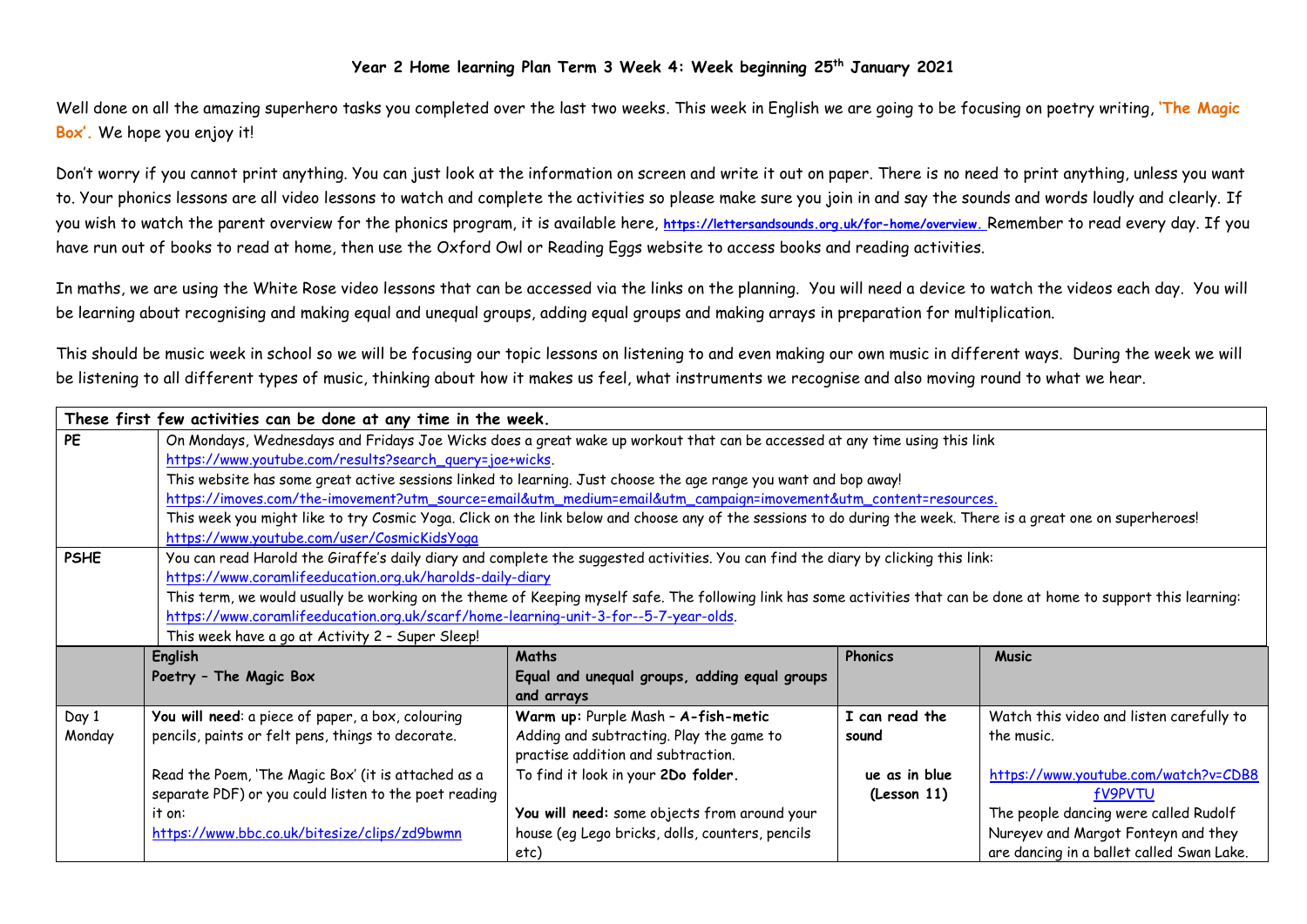# Year 2 Home learning Plan Term 3 Week 4: Week beginning 25th January 2021

Well done on all the amazing superhero tasks you completed over the last two weeks. This week in English we are going to be focusing on poetry writing, **'The Magic Box'.** We hope you enjoy it!

Don't worry if you cannot print anything. You can just look at the information on screen and write it out on paper. There is no need to print anything, unless you want to. Your phonics lessons are all video lessons to watch and complete the activities so please make sure you join in and say the sounds and words loudly and clearly. If you wish to watch the parent overview for the phonics program, it is available here, https://lettersandsounds.org.uk/for-home/overview. Remember to read every day. If you have run out of books to read at home, then use the Oxford Owl or Reading Eggs website to access books and reading activities.

In maths, we are using the White Rose video lessons that can be accessed via the links on the planning. You will need a device to watch the videos each day. You will be learning about recognising and making equal and unequal groups, adding equal groups and making arrays in preparation for multiplication.

This should be music week in school so we will be focusing our topic lessons on listening to and even making our own music in different ways. During the week we will be listening to all different types of music, thinking about how it makes us feel, what instruments we recognise and also moving round to what we hear.

| **These first few activities can be done at any time in the week.** | | | | |
|---|---|---|---|---|
| **PE** | On Mondays, Wednesdays and Fridays Joe Wicks does a great wake up workout that can be accessed at any time using this link https://www.youtube.com/results?search_query=joe+wicks.<br>This website has some great active sessions linked to learning. Just choose the age range you want and bop away!<br>https://imoves.com/the-imovement?utm_source=email&utm_medium=email&utm_campaign=imovement&utm_content=resources.<br>This week you might like to try Cosmic Yoga. Click on the link below and choose any of the sessions to do during the week. There is a great one on superheroes!<br>https://www.youtube.com/user/CosmicKidsYoga | | | |
| **PSHE** | You can read Harold the Giraffe's daily diary and complete the suggested activities. You can find the diary by clicking this link:<br>https://www.coramlifeeducation.org.uk/harolds-daily-diary<br>This term, we would usually be working on the theme of Keeping myself safe. The following link has some activities that can be done at home to support this learning:<br>https://www.coramlifeeducation.org.uk/scarf/home-learning-unit-3-for--5-7-year-olds.<br>This week have a go at Activity 2 – Super Sleep! | | | |
| | **English**<br>**Poetry – The Magic Box** | **Maths**<br>**Equal and unequal groups, adding equal groups and arrays** | **Phonics** | **Music** |
| Day 1<br>Monday | **You will need**: a piece of paper, a box, colouring pencils, paints or felt pens, things to decorate.<br><br>Read the Poem, 'The Magic Box' (it is attached as a separate PDF) or you could listen to the poet reading it on:<br>https://www.bbc.co.uk/bitesize/clips/zd9bwmn | **Warm up:** Purple Mash – **A-fish-metic**<br>Adding and subtracting. Play the game to practise addition and subtraction.<br>To find it look in your **2Do folder.**<br><br>**You will need:** some objects from around your house (eg Lego bricks, dolls, counters, pencils etc) | **I can read the sound**<br><br>**ue as in blue (Lesson 11)** | Watch this video and listen carefully to the music.<br><br>https://www.youtube.com/watch?v=CDB8fV9PVTU<br>The people dancing were called Rudolf Nureyev and Margot Fonteyn and they are dancing in a ballet called Swan Lake. |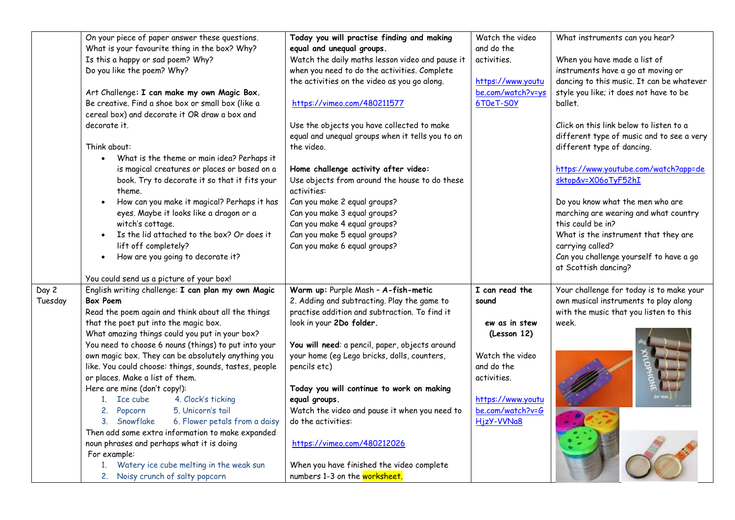| | | | | |
|---|---|---|---|---|
| | On your piece of paper answer these questions.<br>What is your favourite thing in the box? Why?<br>Is this a happy or sad poem? Why?<br>Do you like the poem? Why?<br><br>Art Challenge**: I can make my own Magic Box.**<br>Be creative. Find a shoe box or small box (like a cereal box) and decorate it OR draw a box and decorate it.<br><br>Think about:<br>• What is the theme or main idea? Perhaps it is magical creatures or places or based on a book. Try to decorate it so that it fits your theme.<br>• How can you make it magical? Perhaps it has eyes. Maybe it looks like a dragon or a witch's cottage.<br>• Is the lid attached to the box? Or does it lift off completely?<br>• How are you going to decorate it?<br><br>You could send us a picture of your box! | **Today you will practise finding and making equal and unequal groups.**<br>Watch the daily maths lesson video and pause it when you need to do the activities. Complete the activities on the video as you go along.<br><br>https://vimeo.com/480211577<br><br>Use the objects you have collected to make equal and unequal groups when it tells you to on the video.<br><br>**Home challenge activity after video:**<br>Use objects from around the house to do these activities:<br>Can you make 2 equal groups?<br>Can you make 3 equal groups?<br>Can you make 4 equal groups?<br>Can you make 5 equal groups?<br>Can you make 6 equal groups? | Watch the video and do the activities.<br><br>https://www.youtube.com/watch?v=ys6T0eT-S0Y | What instruments can you hear?<br><br>When you have made a list of instruments have a go at moving or dancing to this music. It can be whatever style you like; it does not have to be ballet.<br><br>Click on this link below to listen to a different type of music and to see a very different type of dancing.<br><br>https://www.youtube.com/watch?app=desktop&v=X06oTyF52hI<br><br>Do you know what the men who are marching are wearing and what country this could be in?<br>What is the instrument that they are carrying called?<br>Can you challenge yourself to have a go at Scottish dancing? |
| Day 2 Tuesday | English writing challenge: **I can plan my own Magic Box Poem**<br>Read the poem again and think about all the things that the poet put into the magic box.<br>What amazing things could you put in your box?<br>You need to choose 6 nouns (things) to put into your own magic box. They can be absolutely anything you like. You could choose: things, sounds, tastes, people or places. Make a list of them.<br>Here are mine (don't copy!):<br>1. Ice cube 4. Clock's ticking<br>2. Popcorn 5. Unicorn's tail<br>3. Snowflake 6. Flower petals from a daisy<br>Then add some extra information to make expanded noun phrases and perhaps what it is doing<br>For example:<br>1. Watery ice cube melting in the weak sun<br>2. Noisy crunch of salty popcorn | **Warm up:** Purple Mash – **A-fish-metic**<br>2. Adding and subtracting. Play the game to practise addition and subtraction. To find it look in your **2Do folder.**<br><br>**You will need**: a pencil, paper, objects around your home (eg Lego bricks, dolls, counters, pencils etc)<br><br>**Today you will continue to work on making equal groups.**<br>Watch the video and pause it when you need to do the activities:<br><br>https://vimeo.com/480212026<br><br>When you have finished the video complete numbers 1-3 on the worksheet. | **I can read the sound**<br><br>**ew as in stew (Lesson 12)**<br><br>Watch the video and do the activities.<br><br>https://www.youtube.com/watch?v=GHjzY-VVNa8 | Your challenge for today is to make your own musical instruments to play along with the music that you listen to this week. |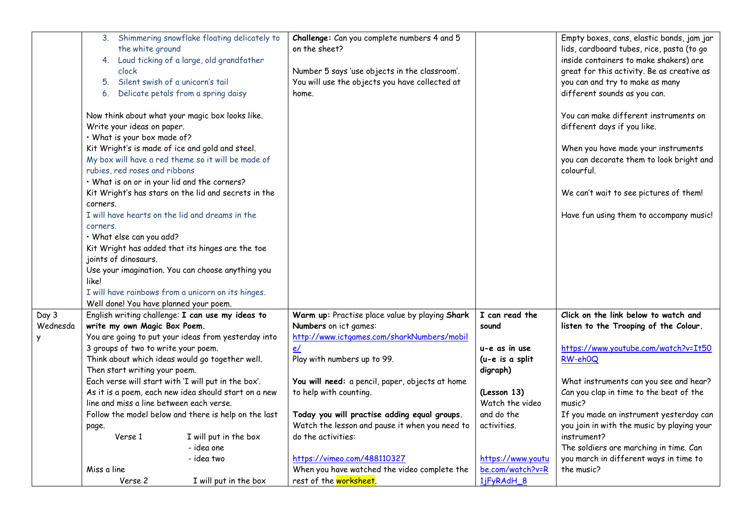| | | | | |
|---|---|---|---|---|
| | 3. Shimmering snowflake floating delicately to the white ground<br>4. Loud ticking of a large, old grandfather clock<br>5. Silent swish of a unicorn's tail<br>6. Delicate petals from a spring daisy<br><br>Now think about what your magic box looks like.<br>Write your ideas on paper.<br>• What is your box made of?<br>Kit Wright's is made of ice and gold and steel.<br>My box will have a red theme so it will be made of rubies, red roses and ribbons<br>• What is on or in your lid and the corners?<br>Kit Wright's has stars on the lid and secrets in the corners.<br>I will have hearts on the lid and dreams in the corners.<br>• What else can you add?<br>Kit Wright has added that its hinges are the toe joints of dinosaurs.<br>Use your imagination. You can choose anything you like!<br>I will have rainbows from a unicorn on its hinges.<br>Well done! You have planned your poem. | **Challenge:** Can you complete numbers 4 and 5 on the sheet?<br><br>Number 5 says 'use objects in the classroom'. You will use the objects you have collected at home. | | Empty boxes, cans, elastic bands, jam jar lids, cardboard tubes, rice, pasta (to go inside containers to make shakers) are great for this activity. Be as creative as you can and try to make as many different sounds as you can.<br><br>You can make different instruments on different days if you like.<br><br>When you have made your instruments you can decorate them to look bright and colourful.<br><br>We can't wait to see pictures of them!<br><br>Have fun using them to accompany music! |
| Day 3 Wednesday | English writing challenge: **I can use my ideas to write my own Magic Box Poem.**<br>You are going to put your ideas from yesterday into 3 groups of two to write your poem.<br>Think about which ideas would go together well.<br>Then start writing your poem.<br>Each verse will start with 'I will put in the box'.<br>As it is a poem, each new idea should start on a new line and miss a line between each verse.<br>Follow the model below and there is help on the last page.<br>Verse 1 I will put in the box<br>- idea one<br>- idea two<br>Miss a line<br>Verse 2 I will put in the box | **Warm up:** Practise place value by playing **Shark Numbers** on ict games:<br>http://www.ictgames.com/sharkNumbers/mobile/<br>Play with numbers up to 99.<br><br>**You will need:** a pencil, paper, objects at home to help with counting.<br><br>**Today you will practise adding equal groups.**<br>Watch the lesson and pause it when you need to do the activities:<br><br>https://vimeo.com/488110327<br>When you have watched the video complete the rest of the worksheet. | **I can read the sound**<br><br>**u-e as in use (u-e is a split digraph)**<br><br>**(Lesson 13)**<br>Watch the video and do the activities.<br><br>https://www.youtube.com/watch?v=R1jFyRAdH_8 | **Click on the link below to watch and listen to the Trooping of the Colour.**<br><br>https://www.youtube.com/watch?v=It50RW-eh0Q<br><br>What instruments can you see and hear?<br>Can you clap in time to the beat of the music?<br>If you made an instrument yesterday can you join in with the music by playing your instrument?<br>The soldiers are marching in time. Can you march in different ways in time to the music? |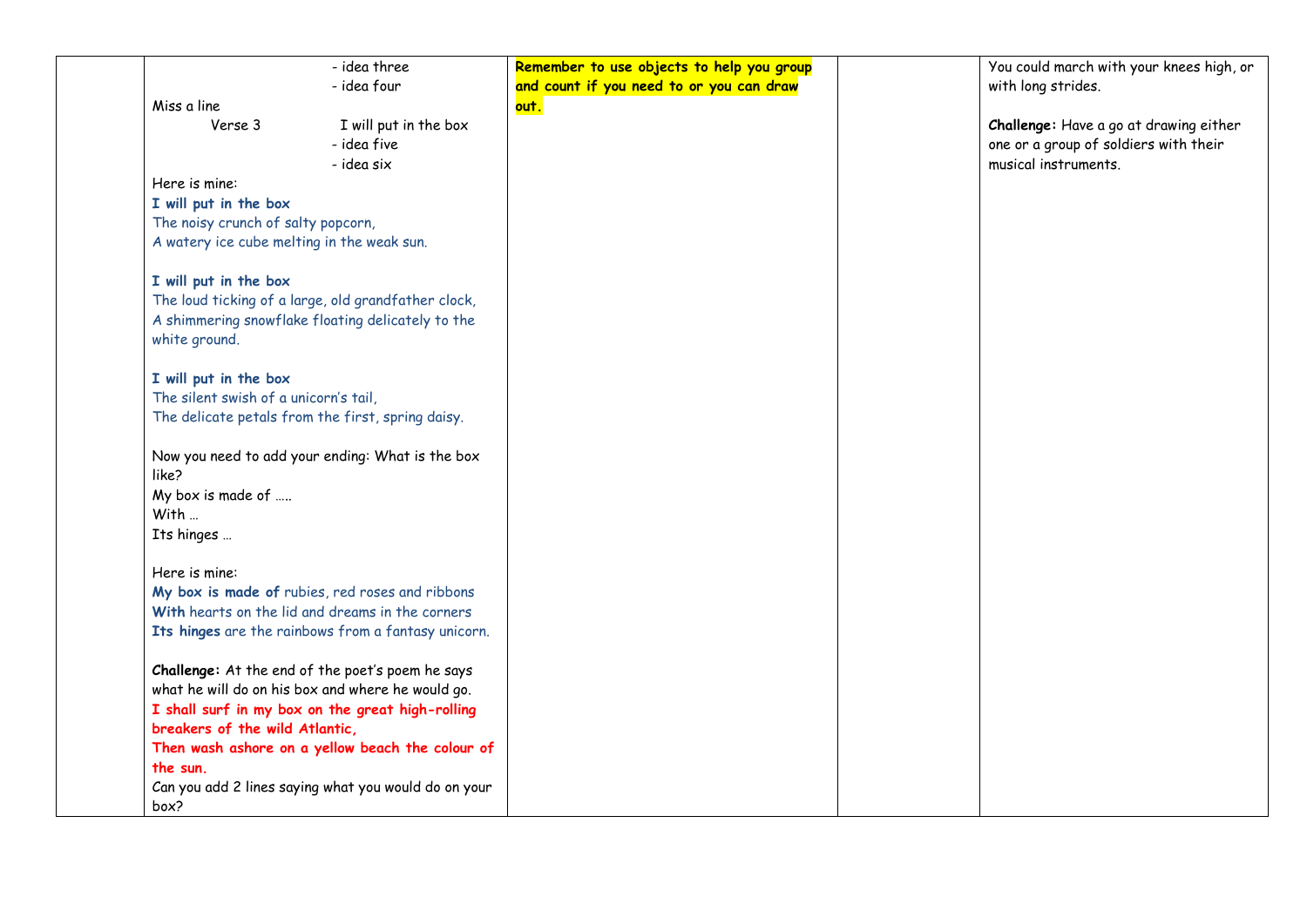| | | | | |
|---|---|---|---|---|
| | - idea three<br>- idea four<br>Miss a line<br>Verse 3 I will put in the box<br>- idea five<br>- idea six<br>Here is mine:<br>**I will put in the box**<br>The noisy crunch of salty popcorn,<br>A watery ice cube melting in the weak sun.<br><br>**I will put in the box**<br>The loud ticking of a large, old grandfather clock,<br>A shimmering snowflake floating delicately to the white ground.<br><br>**I will put in the box**<br>The silent swish of a unicorn's tail,<br>The delicate petals from the first, spring daisy.<br><br>Now you need to add your ending: What is the box like?<br>My box is made of …..<br>With …<br>Its hinges …<br><br>Here is mine:<br>**My box is made of** rubies, red roses and ribbons<br>**With** hearts on the lid and dreams in the corners<br>**Its hinges** are the rainbows from a fantasy unicorn.<br><br>**Challenge:** At the end of the poet's poem he says what he will do on his box and where he would go.<br>**I shall surf in my box on the great high-rolling breakers of the wild Atlantic,**<br>**Then wash ashore on a yellow beach the colour of the sun.**<br>Can you add 2 lines saying what you would do on your box? | **Remember to use objects to help you group and count if you need to or you can draw out.** | | You could march with your knees high, or with long strides.<br><br>**Challenge:** Have a go at drawing either one or a group of soldiers with their musical instruments. |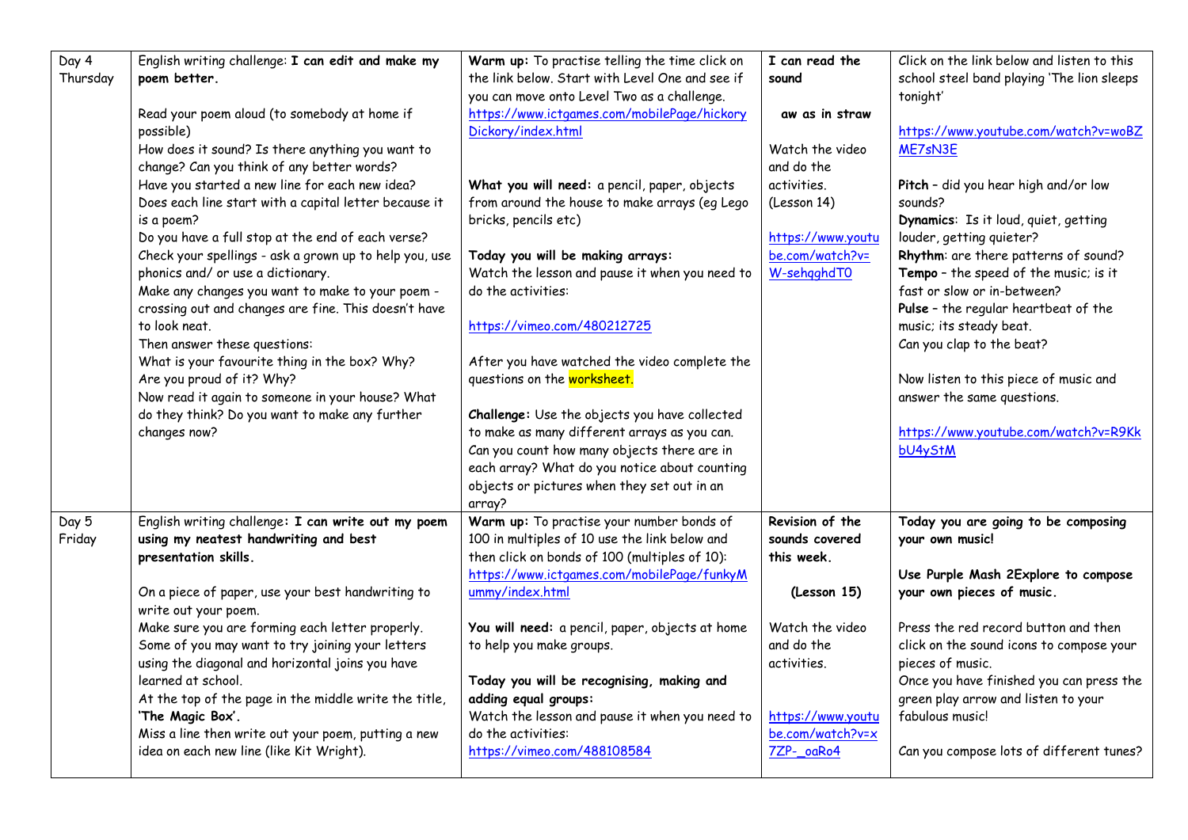| | | | | |
|---|---|---|---|---|
| Day 4 Thursday | English writing challenge: **I can edit and make my poem better.**<br><br>Read your poem aloud (to somebody at home if possible)<br>How does it sound? Is there anything you want to change? Can you think of any better words?<br>Have you started a new line for each new idea?<br>Does each line start with a capital letter because it is a poem?<br>Do you have a full stop at the end of each verse?<br>Check your spellings - ask a grown up to help you, use phonics and/ or use a dictionary.<br>Make any changes you want to make to your poem - crossing out and changes are fine. This doesn't have to look neat.<br>Then answer these questions:<br>What is your favourite thing in the box? Why?<br>Are you proud of it? Why?<br>Now read it again to someone in your house? What do they think? Do you want to make any further changes now? | **Warm up:** To practise telling the time click on the link below. Start with Level One and see if you can move onto Level Two as a challenge.<br>https://www.ictgames.com/mobilePage/hickoryDickory/index.html<br><br>**What you will need:** a pencil, paper, objects from around the house to make arrays (eg Lego bricks, pencils etc)<br><br>**Today you will be making arrays:**<br>Watch the lesson and pause it when you need to do the activities:<br><br>https://vimeo.com/480212725<br><br>After you have watched the video complete the questions on the worksheet.<br><br>**Challenge:** Use the objects you have collected to make as many different arrays as you can.<br>Can you count how many objects there are in each array? What do you notice about counting objects or pictures when they set out in an array? | **I can read the sound**<br><br>**aw as in straw**<br><br>Watch the video and do the activities.<br>(Lesson 14)<br><br>https://www.youtube.com/watch?v=W-sehqghdT0 | Click on the link below and listen to this school steel band playing 'The lion sleeps tonight'<br><br>https://www.youtube.com/watch?v=woBZME7sN3E<br><br>**Pitch** - did you hear high and/or low sounds?<br>**Dynamics**: Is it loud, quiet, getting louder, getting quieter?<br>**Rhythm**: are there patterns of sound?<br>**Tempo** - the speed of the music; is it fast or slow or in-between?<br>**Pulse** - the regular heartbeat of the music; its steady beat.<br>Can you clap to the beat?<br><br>Now listen to this piece of music and answer the same questions.<br><br>https://www.youtube.com/watch?v=R9KkbU4yStM |
| Day 5 Friday | English writing challenge**: I can write out my poem using my neatest handwriting and best presentation skills.**<br><br>On a piece of paper, use your best handwriting to write out your poem.<br>Make sure you are forming each letter properly. Some of you may want to try joining your letters using the diagonal and horizontal joins you have learned at school.<br>At the top of the page in the middle write the title, **'The Magic Box'.**<br>Miss a line then write out your poem, putting a new idea on each new line (like Kit Wright). | **Warm up:** To practise your number bonds of 100 in multiples of 10 use the link below and then click on bonds of 100 (multiples of 10):<br>https://www.ictgames.com/mobilePage/funkyMummy/index.html<br><br>**You will need:** a pencil, paper, objects at home to help you make groups.<br><br>**Today you will be recognising, making and adding equal groups:**<br>Watch the lesson and pause it when you need to do the activities:<br>https://vimeo.com/488108584 | **Revision of the sounds covered this week.**<br><br>**(Lesson 15)**<br><br>Watch the video and do the activities.<br><br>https://www.youtube.com/watch?v=x7ZP-_oaRo4 | **Today you are going to be composing your own music!**<br><br>**Use Purple Mash 2Explore to compose your own pieces of music.**<br><br>Press the red record button and then click on the sound icons to compose your pieces of music.<br>Once you have finished you can press the green play arrow and listen to your fabulous music!<br><br>Can you compose lots of different tunes? |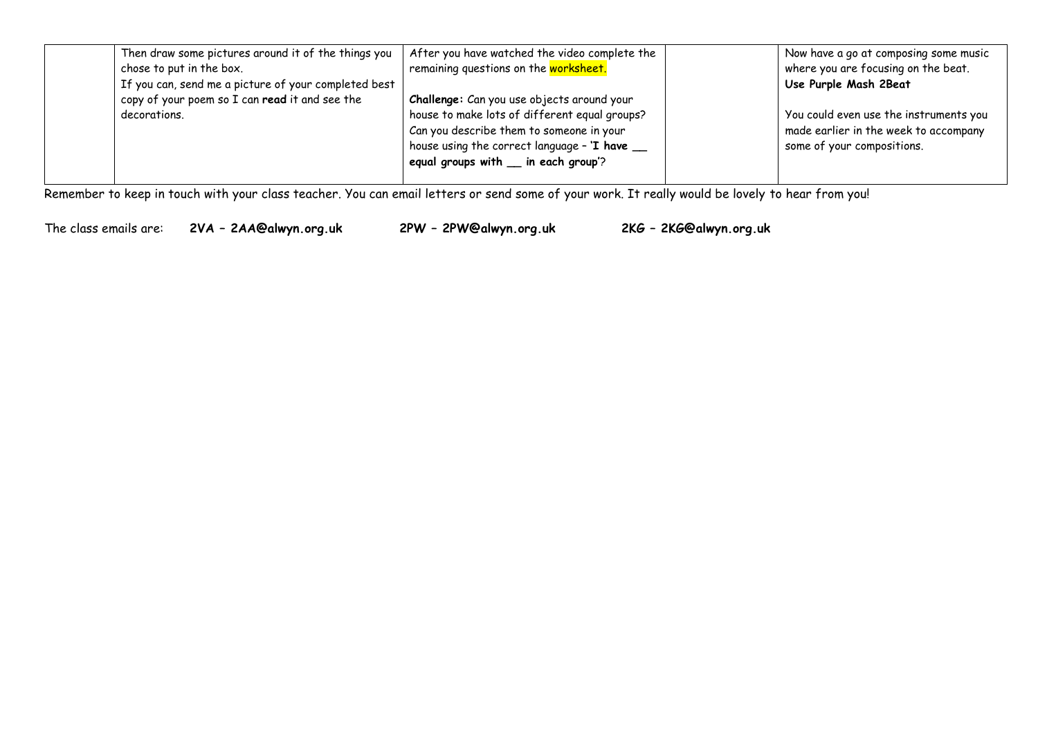| | | | | |
|---|---|---|---|---|
| | Then draw some pictures around it of the things you chose to put in the box.<br>If you can, send me a picture of your completed best copy of your poem so I can **read** it and see the decorations. | After you have watched the video complete the remaining questions on the worksheet.<br><br>**Challenge:** Can you use objects around your house to make lots of different equal groups? Can you describe them to someone in your house using the correct language – '**I have __ equal groups with __ in each group**'? | | Now have a go at composing some music where you are focusing on the beat.<br>**Use Purple Mash 2Beat**<br><br>You could even use the instruments you made earlier in the week to accompany some of your compositions. |

Remember to keep in touch with your class teacher. You can email letters or send some of your work. It really would be lovely to hear from you!

The class emails are: **2VA – 2AA@alwyn.org.uk** **2PW – 2PW@alwyn.org.uk** **2KG – 2KG@alwyn.org.uk**